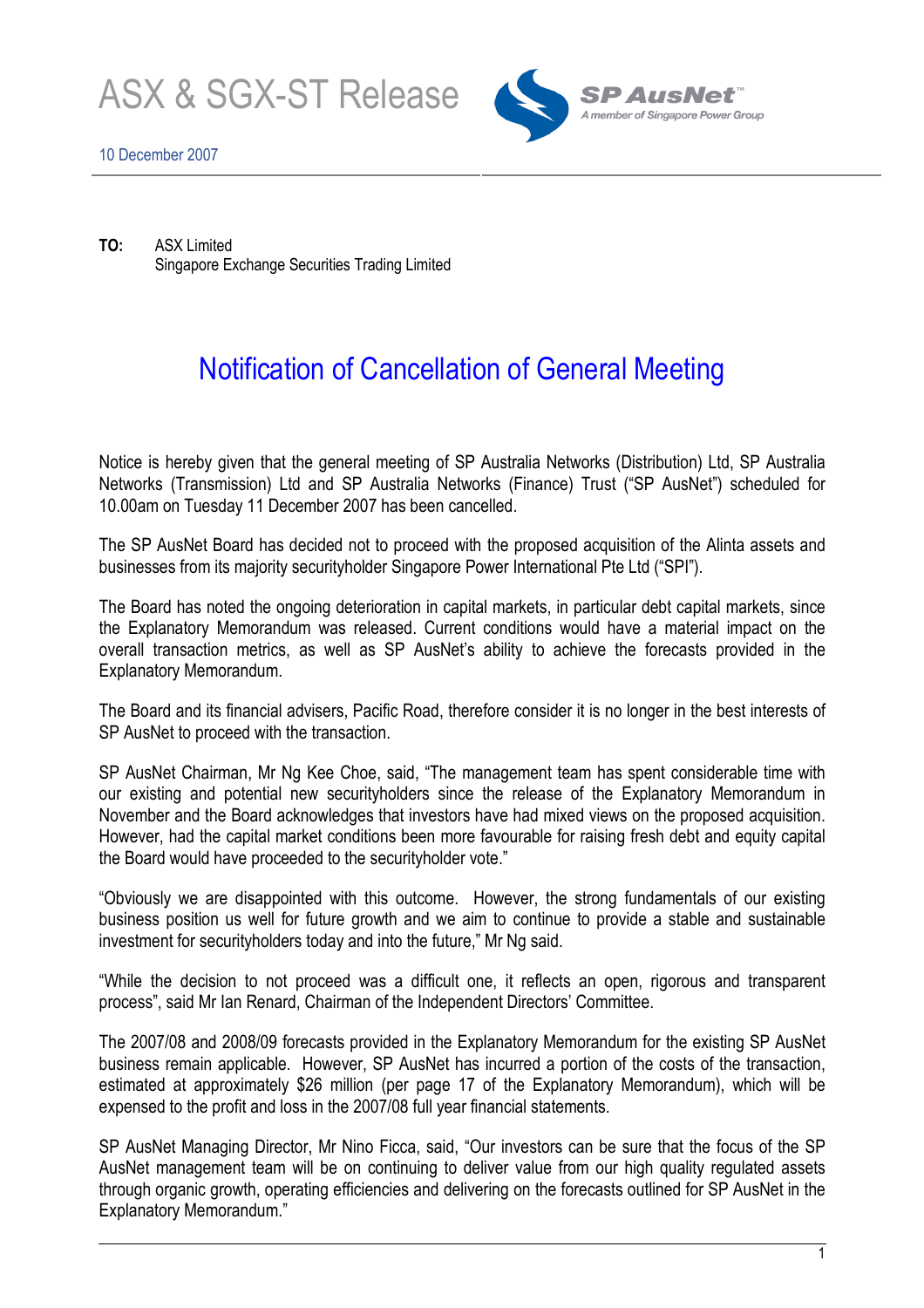# ASX & SGX-ST Release

10 December 2007

**TO:** ASX Limited
Singapore Exchange Securities Trading Limited

## Notification of Cancellation of General Meeting

Notice is hereby given that the general meeting of SP Australia Networks (Distribution) Ltd, SP Australia Networks (Transmission) Ltd and SP Australia Networks (Finance) Trust ("SP AusNet") scheduled for 10.00am on Tuesday 11 December 2007 has been cancelled.

The SP AusNet Board has decided not to proceed with the proposed acquisition of the Alinta assets and businesses from its majority securityholder Singapore Power International Pte Ltd ("SPI").

The Board has noted the ongoing deterioration in capital markets, in particular debt capital markets, since the Explanatory Memorandum was released. Current conditions would have a material impact on the overall transaction metrics, as well as SP AusNet's ability to achieve the forecasts provided in the Explanatory Memorandum.

The Board and its financial advisers, Pacific Road, therefore consider it is no longer in the best interests of SP AusNet to proceed with the transaction.

SP AusNet Chairman, Mr Ng Kee Choe, said, "The management team has spent considerable time with our existing and potential new securityholders since the release of the Explanatory Memorandum in November and the Board acknowledges that investors have had mixed views on the proposed acquisition. However, had the capital market conditions been more favourable for raising fresh debt and equity capital the Board would have proceeded to the securityholder vote."

"Obviously we are disappointed with this outcome. However, the strong fundamentals of our existing business position us well for future growth and we aim to continue to provide a stable and sustainable investment for securityholders today and into the future," Mr Ng said.

"While the decision to not proceed was a difficult one, it reflects an open, rigorous and transparent process", said Mr Ian Renard, Chairman of the Independent Directors' Committee.

The 2007/08 and 2008/09 forecasts provided in the Explanatory Memorandum for the existing SP AusNet business remain applicable. However, SP AusNet has incurred a portion of the costs of the transaction, estimated at approximately $26 million (per page 17 of the Explanatory Memorandum), which will be expensed to the profit and loss in the 2007/08 full year financial statements.

SP AusNet Managing Director, Mr Nino Ficca, said, "Our investors can be sure that the focus of the SP AusNet management team will be on continuing to deliver value from our high quality regulated assets through organic growth, operating efficiencies and delivering on the forecasts outlined for SP AusNet in the Explanatory Memorandum."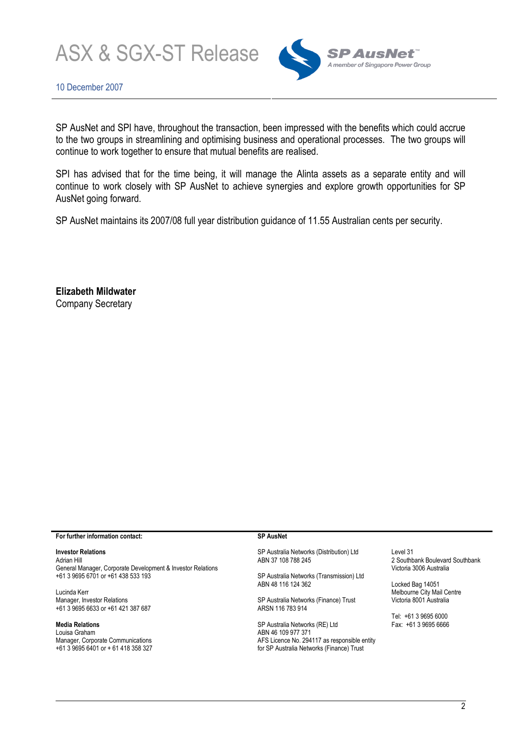SP AusNet and SPI have, throughout the transaction, been impressed with the benefits which could accrue to the two groups in streamlining and optimising business and operational processes. The two groups will continue to work together to ensure that mutual benefits are realised.

SPI has advised that for the time being, it will manage the Alinta assets as a separate entity and will continue to work closely with SP AusNet to achieve synergies and explore growth opportunities for SP AusNet going forward.

SP AusNet maintains its 2007/08 full year distribution guidance of 11.55 Australian cents per security.

**Elizabeth Mildwater**
Company Secretary

**For further information contact:**

**Investor Relations**
Adrian Hill
General Manager, Corporate Development & Investor Relations
+61 3 9695 6701 or +61 438 533 193

Lucinda Kerr
Manager, Investor Relations
+61 3 9695 6633 or +61 421 387 687

**Media Relations**
Louisa Graham
Manager, Corporate Communications
+61 3 9695 6401 or + 61 418 358 327

**SP AusNet**

SP Australia Networks (Distribution) Ltd
ABN 37 108 788 245

SP Australia Networks (Transmission) Ltd
ABN 48 116 124 362

SP Australia Networks (Finance) Trust
ARSN 116 783 914

SP Australia Networks (RE) Ltd
ABN 46 109 977 371
AFS Licence No. 294117 as responsible entity for SP Australia Networks (Finance) Trust

Level 31
2 Southbank Boulevard Southbank
Victoria 3006 Australia

Locked Bag 14051
Melbourne City Mail Centre
Victoria 8001 Australia

Tel: +61 3 9695 6000
Fax: +61 3 9695 6666